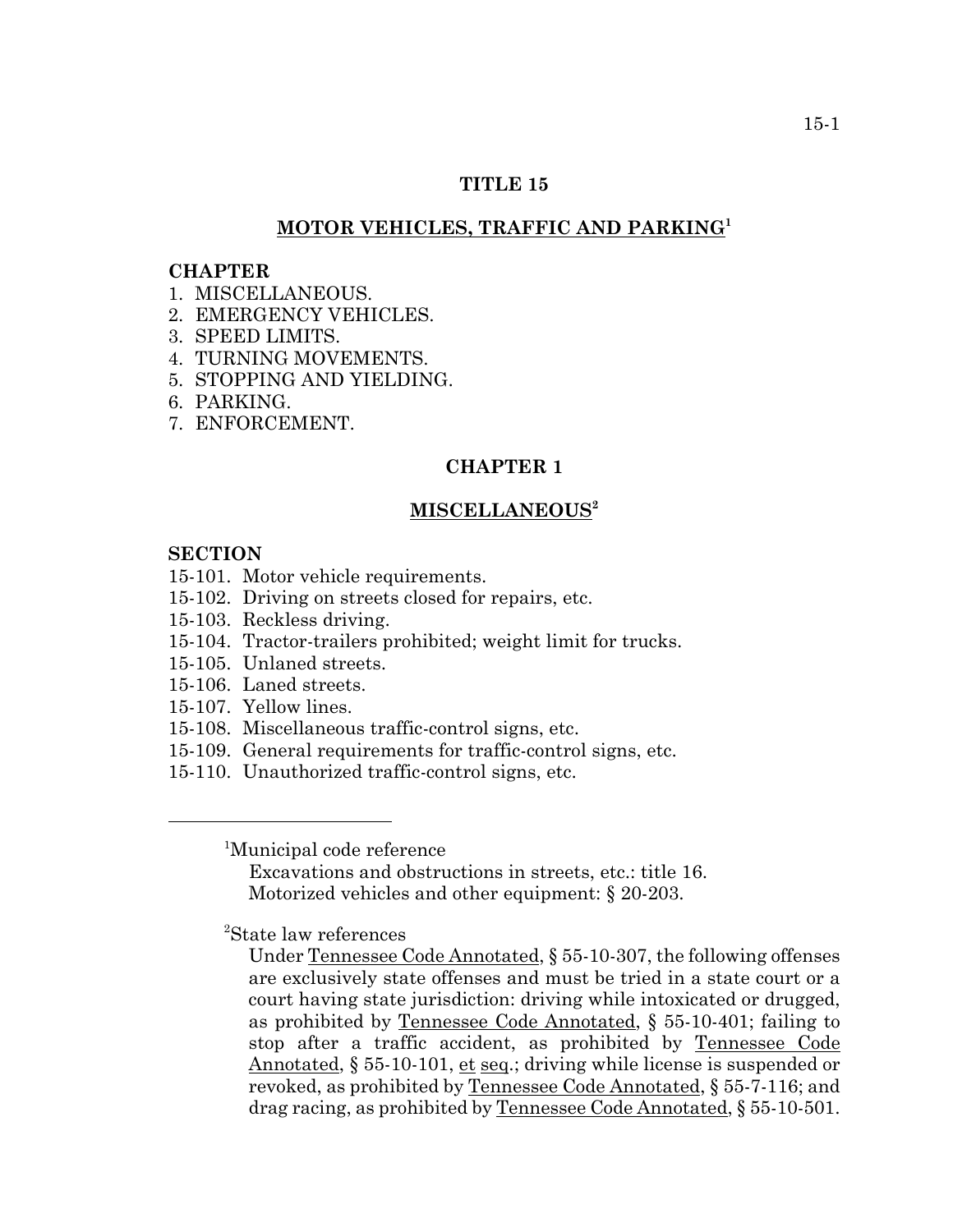# TITLE 15

## MOTOR VEHICLES, TRAFFIC AND PARKING[1]

**CHAPTER**

1. MISCELLANEOUS.
2. EMERGENCY VEHICLES.
3. SPEED LIMITS.
4. TURNING MOVEMENTS.
5. STOPPING AND YIELDING.
6. PARKING.
7. ENFORCEMENT.

## CHAPTER 1

## MISCELLANEOUS[2]

**SECTION**

15-101. Motor vehicle requirements.
15-102. Driving on streets closed for repairs, etc.
15-103. Reckless driving.
15-104. Tractor-trailers prohibited; weight limit for trucks.
15-105. Unlaned streets.
15-106. Laned streets.
15-107. Yellow lines.
15-108. Miscellaneous traffic-control signs, etc.
15-109. General requirements for traffic-control signs, etc.
15-110. Unauthorized traffic-control signs, etc.

---

[1]Municipal code reference

Excavations and obstructions in streets, etc.: title 16.
Motorized vehicles and other equipment: § 20-203.

[2]State law references

Under Tennessee Code Annotated, § 55-10-307, the following offenses are exclusively state offenses and must be tried in a state court or a court having state jurisdiction: driving while intoxicated or drugged, as prohibited by Tennessee Code Annotated, § 55-10-401; failing to stop after a traffic accident, as prohibited by Tennessee Code Annotated, § 55-10-101, et seq.; driving while license is suspended or revoked, as prohibited by Tennessee Code Annotated, § 55-7-116; and drag racing, as prohibited by Tennessee Code Annotated, § 55-10-501.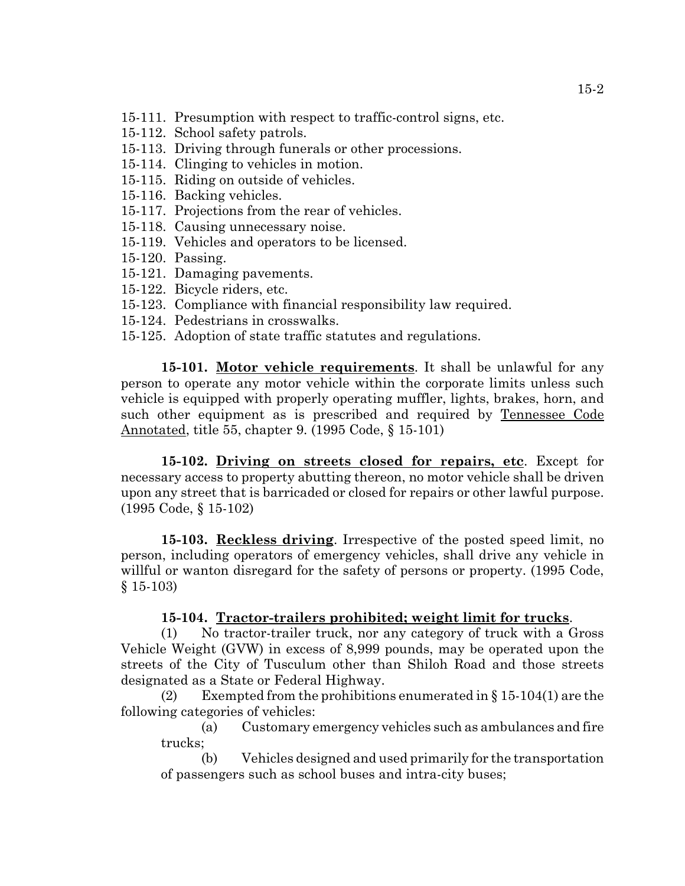15-111. Presumption with respect to traffic-control signs, etc.
15-112. School safety patrols.
15-113. Driving through funerals or other processions.
15-114. Clinging to vehicles in motion.
15-115. Riding on outside of vehicles.
15-116. Backing vehicles.
15-117. Projections from the rear of vehicles.
15-118. Causing unnecessary noise.
15-119. Vehicles and operators to be licensed.
15-120. Passing.
15-121. Damaging pavements.
15-122. Bicycle riders, etc.
15-123. Compliance with financial responsibility law required.
15-124. Pedestrians in crosswalks.
15-125. Adoption of state traffic statutes and regulations.

**15-101. Motor vehicle requirements**. It shall be unlawful for any person to operate any motor vehicle within the corporate limits unless such vehicle is equipped with properly operating muffler, lights, brakes, horn, and such other equipment as is prescribed and required by Tennessee Code Annotated, title 55, chapter 9. (1995 Code, § 15-101)

**15-102. Driving on streets closed for repairs, etc**. Except for necessary access to property abutting thereon, no motor vehicle shall be driven upon any street that is barricaded or closed for repairs or other lawful purpose. (1995 Code, § 15-102)

**15-103. Reckless driving**. Irrespective of the posted speed limit, no person, including operators of emergency vehicles, shall drive any vehicle in willful or wanton disregard for the safety of persons or property. (1995 Code, § 15-103)

**15-104. Tractor-trailers prohibited; weight limit for trucks**.

(1) No tractor-trailer truck, nor any category of truck with a Gross Vehicle Weight (GVW) in excess of 8,999 pounds, may be operated upon the streets of the City of Tusculum other than Shiloh Road and those streets designated as a State or Federal Highway.

(2) Exempted from the prohibitions enumerated in § 15-104(1) are the following categories of vehicles:

(a) Customary emergency vehicles such as ambulances and fire trucks;

(b) Vehicles designed and used primarily for the transportation of passengers such as school buses and intra-city buses;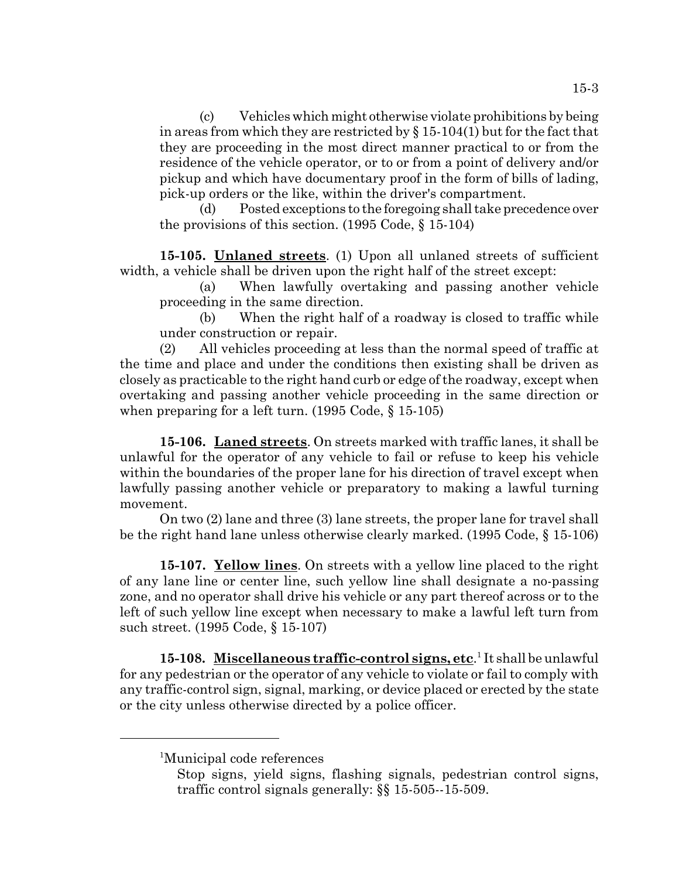(c) Vehicles which might otherwise violate prohibitions by being in areas from which they are restricted by § 15-104(1) but for the fact that they are proceeding in the most direct manner practical to or from the residence of the vehicle operator, or to or from a point of delivery and/or pickup and which have documentary proof in the form of bills of lading, pick-up orders or the like, within the driver's compartment.

(d) Posted exceptions to the foregoing shall take precedence over the provisions of this section. (1995 Code, § 15-104)

**15-105. Unlaned streets**. (1) Upon all unlaned streets of sufficient width, a vehicle shall be driven upon the right half of the street except:

(a) When lawfully overtaking and passing another vehicle proceeding in the same direction.

(b) When the right half of a roadway is closed to traffic while under construction or repair.

(2) All vehicles proceeding at less than the normal speed of traffic at the time and place and under the conditions then existing shall be driven as closely as practicable to the right hand curb or edge of the roadway, except when overtaking and passing another vehicle proceeding in the same direction or when preparing for a left turn. (1995 Code, § 15-105)

**15-106. Laned streets**. On streets marked with traffic lanes, it shall be unlawful for the operator of any vehicle to fail or refuse to keep his vehicle within the boundaries of the proper lane for his direction of travel except when lawfully passing another vehicle or preparatory to making a lawful turning movement.

On two (2) lane and three (3) lane streets, the proper lane for travel shall be the right hand lane unless otherwise clearly marked. (1995 Code, § 15-106)

**15-107. Yellow lines**. On streets with a yellow line placed to the right of any lane line or center line, such yellow line shall designate a no-passing zone, and no operator shall drive his vehicle or any part thereof across or to the left of such yellow line except when necessary to make a lawful left turn from such street. (1995 Code, § 15-107)

**15-108. Miscellaneous traffic-control signs, etc**.[1] It shall be unlawful for any pedestrian or the operator of any vehicle to violate or fail to comply with any traffic-control sign, signal, marking, or device placed or erected by the state or the city unless otherwise directed by a police officer.

---

[1]Municipal code references

Stop signs, yield signs, flashing signals, pedestrian control signs, traffic control signals generally: §§ 15-505--15-509.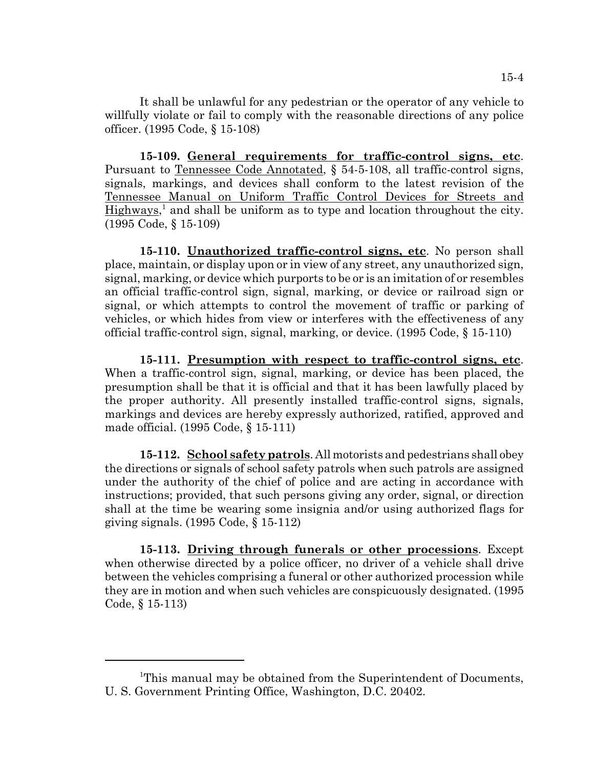It shall be unlawful for any pedestrian or the operator of any vehicle to willfully violate or fail to comply with the reasonable directions of any police officer. (1995 Code, § 15-108)

**15-109. General requirements for traffic-control signs, etc**. Pursuant to Tennessee Code Annotated, § 54-5-108, all traffic-control signs, signals, markings, and devices shall conform to the latest revision of the Tennessee Manual on Uniform Traffic Control Devices for Streets and Highways,[1] and shall be uniform as to type and location throughout the city. (1995 Code, § 15-109)

**15-110. Unauthorized traffic-control signs, etc**. No person shall place, maintain, or display upon or in view of any street, any unauthorized sign, signal, marking, or device which purports to be or is an imitation of or resembles an official traffic-control sign, signal, marking, or device or railroad sign or signal, or which attempts to control the movement of traffic or parking of vehicles, or which hides from view or interferes with the effectiveness of any official traffic-control sign, signal, marking, or device. (1995 Code, § 15-110)

**15-111. Presumption with respect to traffic-control signs, etc**. When a traffic-control sign, signal, marking, or device has been placed, the presumption shall be that it is official and that it has been lawfully placed by the proper authority. All presently installed traffic-control signs, signals, markings and devices are hereby expressly authorized, ratified, approved and made official. (1995 Code, § 15-111)

**15-112. School safety patrols**. All motorists and pedestrians shall obey the directions or signals of school safety patrols when such patrols are assigned under the authority of the chief of police and are acting in accordance with instructions; provided, that such persons giving any order, signal, or direction shall at the time be wearing some insignia and/or using authorized flags for giving signals. (1995 Code, § 15-112)

**15-113. Driving through funerals or other processions**. Except when otherwise directed by a police officer, no driver of a vehicle shall drive between the vehicles comprising a funeral or other authorized procession while they are in motion and when such vehicles are conspicuously designated. (1995 Code, § 15-113)

---

[1]This manual may be obtained from the Superintendent of Documents, U. S. Government Printing Office, Washington, D.C. 20402.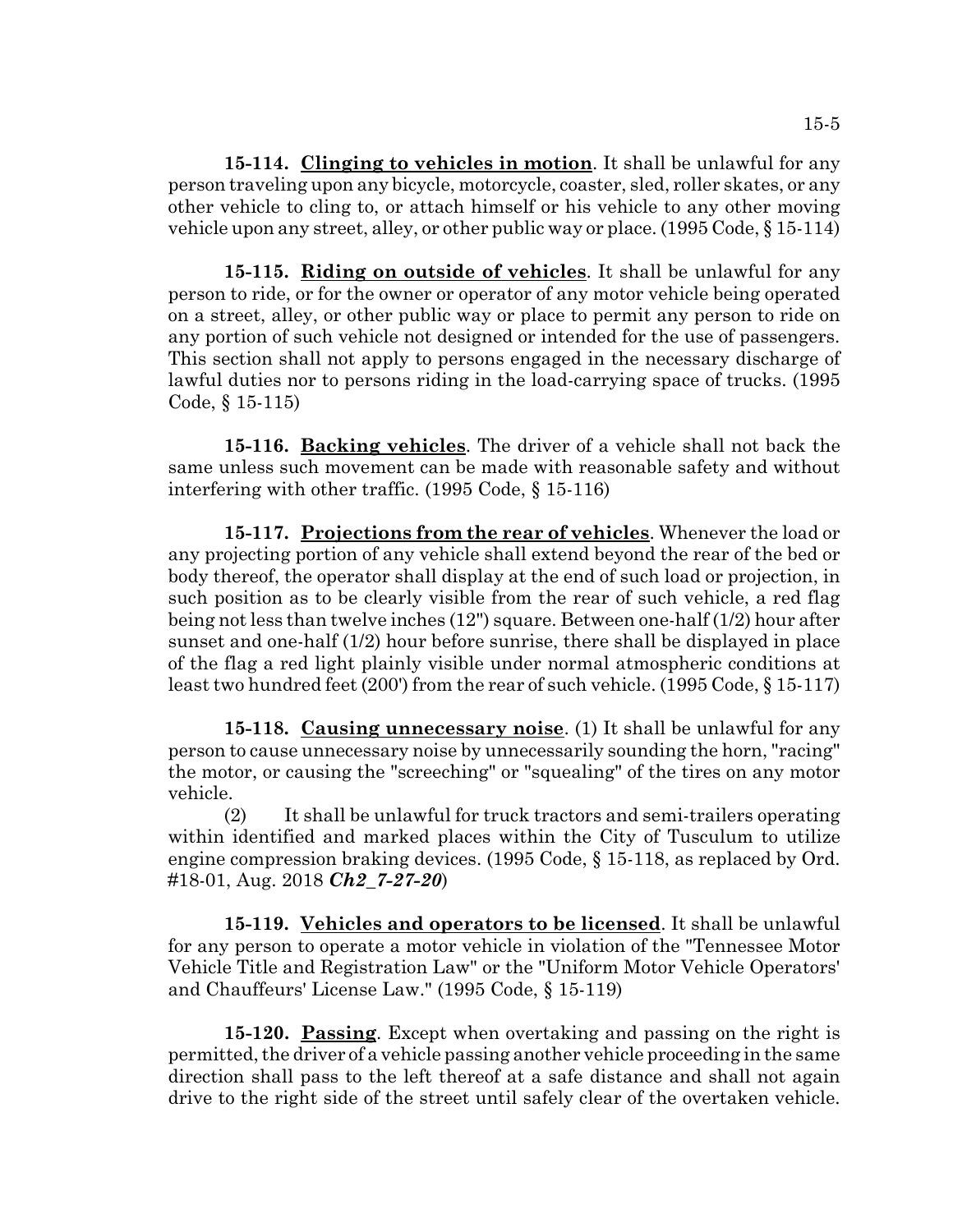**15-114. <u>Clinging to vehicles in motion</u>**. It shall be unlawful for any person traveling upon any bicycle, motorcycle, coaster, sled, roller skates, or any other vehicle to cling to, or attach himself or his vehicle to any other moving vehicle upon any street, alley, or other public way or place. (1995 Code, § 15-114)

**15-115. <u>Riding on outside of vehicles</u>**. It shall be unlawful for any person to ride, or for the owner or operator of any motor vehicle being operated on a street, alley, or other public way or place to permit any person to ride on any portion of such vehicle not designed or intended for the use of passengers. This section shall not apply to persons engaged in the necessary discharge of lawful duties nor to persons riding in the load-carrying space of trucks. (1995 Code, § 15-115)

**15-116. <u>Backing vehicles</u>**. The driver of a vehicle shall not back the same unless such movement can be made with reasonable safety and without interfering with other traffic. (1995 Code, § 15-116)

**15-117. <u>Projections from the rear of vehicles</u>**. Whenever the load or any projecting portion of any vehicle shall extend beyond the rear of the bed or body thereof, the operator shall display at the end of such load or projection, in such position as to be clearly visible from the rear of such vehicle, a red flag being not less than twelve inches (12") square. Between one-half (1/2) hour after sunset and one-half (1/2) hour before sunrise, there shall be displayed in place of the flag a red light plainly visible under normal atmospheric conditions at least two hundred feet (200') from the rear of such vehicle. (1995 Code, § 15-117)

**15-118. <u>Causing unnecessary noise</u>**. (1) It shall be unlawful for any person to cause unnecessary noise by unnecessarily sounding the horn, "racing" the motor, or causing the "screeching" or "squealing" of the tires on any motor vehicle.

(2) It shall be unlawful for truck tractors and semi-trailers operating within identified and marked places within the City of Tusculum to utilize engine compression braking devices. (1995 Code, § 15-118, as replaced by Ord. #18-01, Aug. 2018 ***Ch2_7-27-20***)

**15-119. <u>Vehicles and operators to be licensed</u>**. It shall be unlawful for any person to operate a motor vehicle in violation of the "Tennessee Motor Vehicle Title and Registration Law" or the "Uniform Motor Vehicle Operators' and Chauffeurs' License Law." (1995 Code, § 15-119)

**15-120. <u>Passing</u>**. Except when overtaking and passing on the right is permitted, the driver of a vehicle passing another vehicle proceeding in the same direction shall pass to the left thereof at a safe distance and shall not again drive to the right side of the street until safely clear of the overtaken vehicle.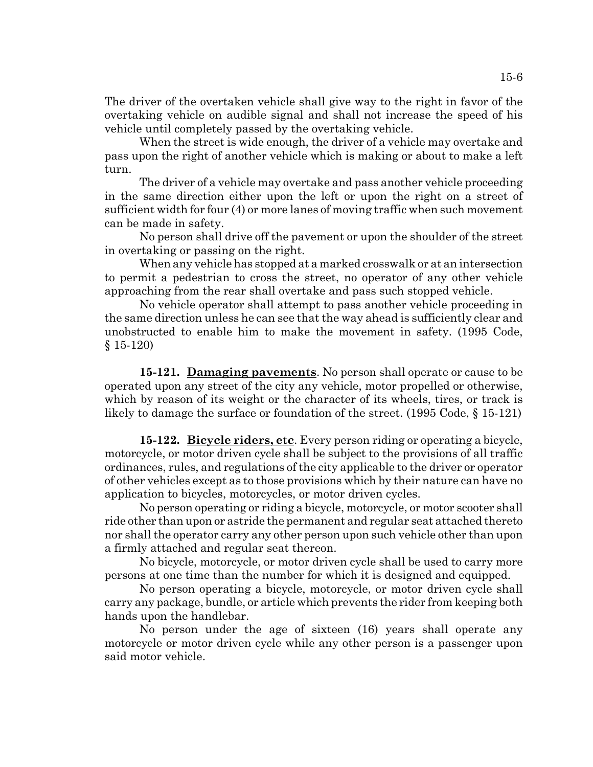The driver of the overtaken vehicle shall give way to the right in favor of the overtaking vehicle on audible signal and shall not increase the speed of his vehicle until completely passed by the overtaking vehicle.

When the street is wide enough, the driver of a vehicle may overtake and pass upon the right of another vehicle which is making or about to make a left turn.

The driver of a vehicle may overtake and pass another vehicle proceeding in the same direction either upon the left or upon the right on a street of sufficient width for four (4) or more lanes of moving traffic when such movement can be made in safety.

No person shall drive off the pavement or upon the shoulder of the street in overtaking or passing on the right.

When any vehicle has stopped at a marked crosswalk or at an intersection to permit a pedestrian to cross the street, no operator of any other vehicle approaching from the rear shall overtake and pass such stopped vehicle.

No vehicle operator shall attempt to pass another vehicle proceeding in the same direction unless he can see that the way ahead is sufficiently clear and unobstructed to enable him to make the movement in safety. (1995 Code, § 15-120)

**15-121. Damaging pavements**. No person shall operate or cause to be operated upon any street of the city any vehicle, motor propelled or otherwise, which by reason of its weight or the character of its wheels, tires, or track is likely to damage the surface or foundation of the street. (1995 Code, § 15-121)

**15-122. Bicycle riders, etc**. Every person riding or operating a bicycle, motorcycle, or motor driven cycle shall be subject to the provisions of all traffic ordinances, rules, and regulations of the city applicable to the driver or operator of other vehicles except as to those provisions which by their nature can have no application to bicycles, motorcycles, or motor driven cycles.

No person operating or riding a bicycle, motorcycle, or motor scooter shall ride other than upon or astride the permanent and regular seat attached thereto nor shall the operator carry any other person upon such vehicle other than upon a firmly attached and regular seat thereon.

No bicycle, motorcycle, or motor driven cycle shall be used to carry more persons at one time than the number for which it is designed and equipped.

No person operating a bicycle, motorcycle, or motor driven cycle shall carry any package, bundle, or article which prevents the rider from keeping both hands upon the handlebar.

No person under the age of sixteen (16) years shall operate any motorcycle or motor driven cycle while any other person is a passenger upon said motor vehicle.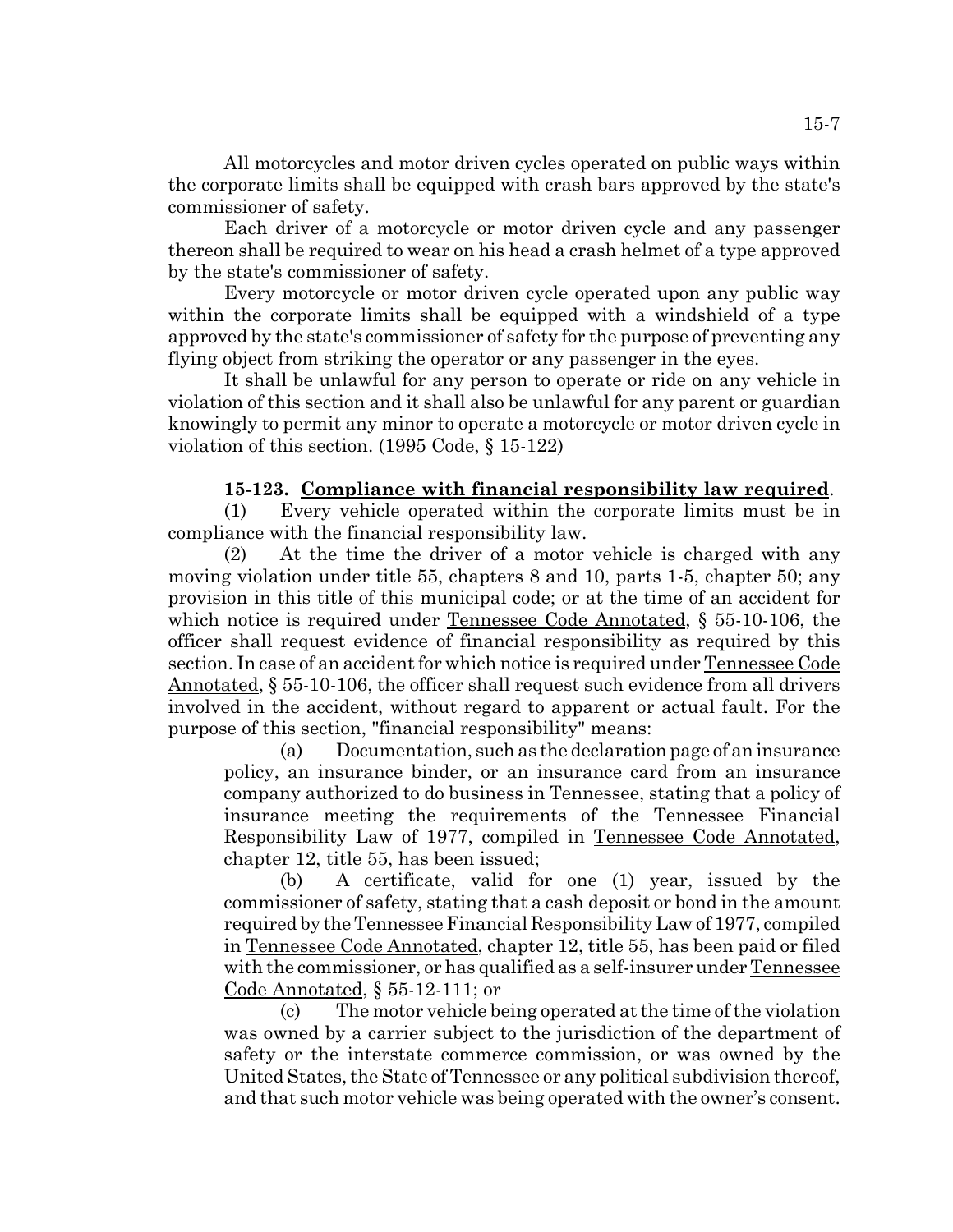All motorcycles and motor driven cycles operated on public ways within the corporate limits shall be equipped with crash bars approved by the state's commissioner of safety.

Each driver of a motorcycle or motor driven cycle and any passenger thereon shall be required to wear on his head a crash helmet of a type approved by the state's commissioner of safety.

Every motorcycle or motor driven cycle operated upon any public way within the corporate limits shall be equipped with a windshield of a type approved by the state's commissioner of safety for the purpose of preventing any flying object from striking the operator or any passenger in the eyes.

It shall be unlawful for any person to operate or ride on any vehicle in violation of this section and it shall also be unlawful for any parent or guardian knowingly to permit any minor to operate a motorcycle or motor driven cycle in violation of this section. (1995 Code, § 15-122)

**15-123. Compliance with financial responsibility law required**.

(1) Every vehicle operated within the corporate limits must be in compliance with the financial responsibility law.

(2) At the time the driver of a motor vehicle is charged with any moving violation under title 55, chapters 8 and 10, parts 1-5, chapter 50; any provision in this title of this municipal code; or at the time of an accident for which notice is required under Tennessee Code Annotated, § 55-10-106, the officer shall request evidence of financial responsibility as required by this section. In case of an accident for which notice is required under Tennessee Code Annotated, § 55-10-106, the officer shall request such evidence from all drivers involved in the accident, without regard to apparent or actual fault. For the purpose of this section, "financial responsibility" means:

(a) Documentation, such as the declaration page of an insurance policy, an insurance binder, or an insurance card from an insurance company authorized to do business in Tennessee, stating that a policy of insurance meeting the requirements of the Tennessee Financial Responsibility Law of 1977, compiled in Tennessee Code Annotated, chapter 12, title 55, has been issued;

(b) A certificate, valid for one (1) year, issued by the commissioner of safety, stating that a cash deposit or bond in the amount required by the Tennessee Financial Responsibility Law of 1977, compiled in Tennessee Code Annotated, chapter 12, title 55, has been paid or filed with the commissioner, or has qualified as a self-insurer under Tennessee Code Annotated, § 55-12-111; or

(c) The motor vehicle being operated at the time of the violation was owned by a carrier subject to the jurisdiction of the department of safety or the interstate commerce commission, or was owned by the United States, the State of Tennessee or any political subdivision thereof, and that such motor vehicle was being operated with the owner's consent.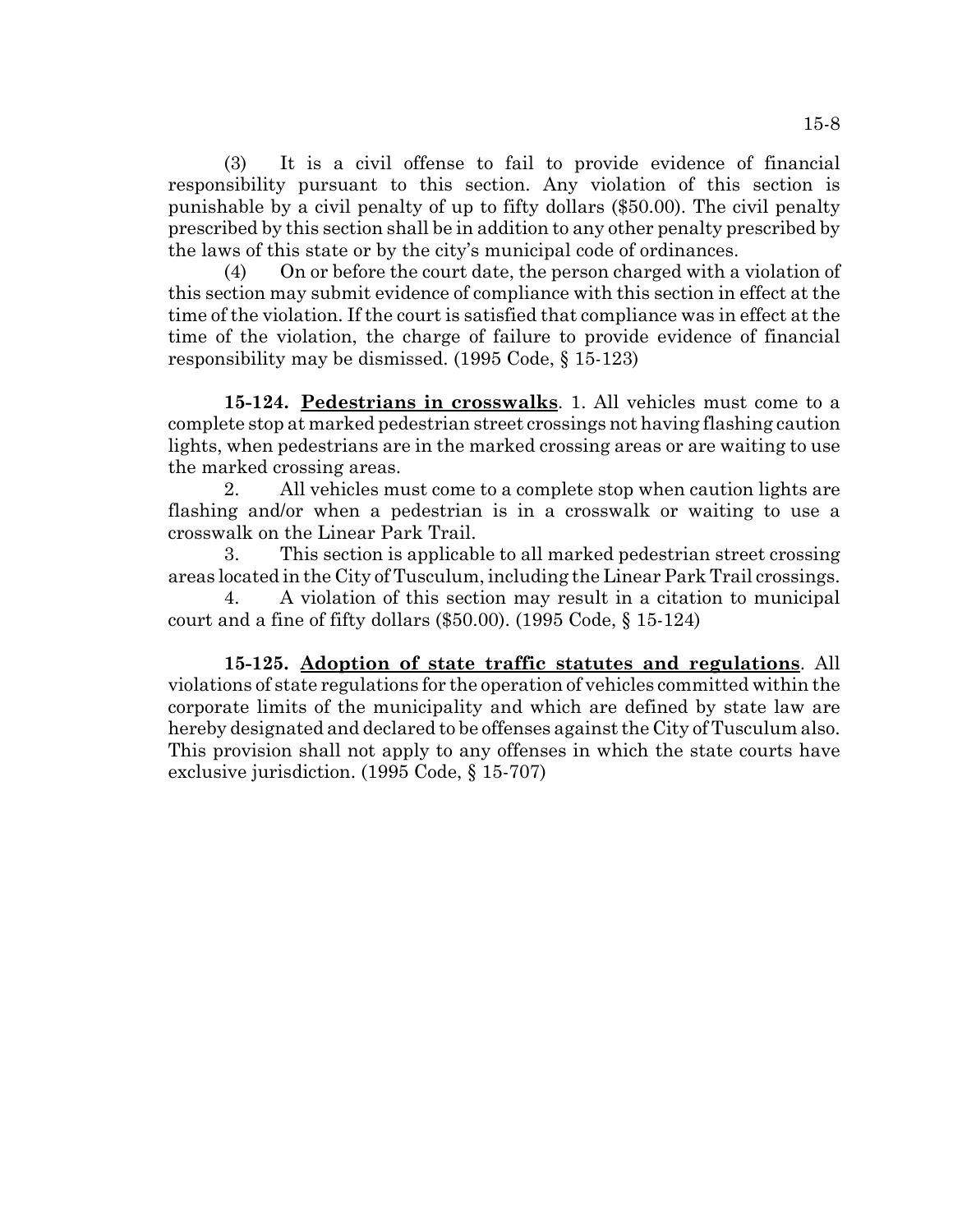(3) It is a civil offense to fail to provide evidence of financial responsibility pursuant to this section. Any violation of this section is punishable by a civil penalty of up to fifty dollars ($50.00). The civil penalty prescribed by this section shall be in addition to any other penalty prescribed by the laws of this state or by the city's municipal code of ordinances.

(4) On or before the court date, the person charged with a violation of this section may submit evidence of compliance with this section in effect at the time of the violation. If the court is satisfied that compliance was in effect at the time of the violation, the charge of failure to provide evidence of financial responsibility may be dismissed. (1995 Code, § 15-123)

**15-124. <u>Pedestrians in crosswalks</u>**. 1. All vehicles must come to a complete stop at marked pedestrian street crossings not having flashing caution lights, when pedestrians are in the marked crossing areas or are waiting to use the marked crossing areas.

2. All vehicles must come to a complete stop when caution lights are flashing and/or when a pedestrian is in a crosswalk or waiting to use a crosswalk on the Linear Park Trail.

3. This section is applicable to all marked pedestrian street crossing areas located in the City of Tusculum, including the Linear Park Trail crossings.

4. A violation of this section may result in a citation to municipal court and a fine of fifty dollars ($50.00). (1995 Code, § 15-124)

**15-125. <u>Adoption of state traffic statutes and regulations</u>**. All violations of state regulations for the operation of vehicles committed within the corporate limits of the municipality and which are defined by state law are hereby designated and declared to be offenses against the City of Tusculum also. This provision shall not apply to any offenses in which the state courts have exclusive jurisdiction. (1995 Code, § 15-707)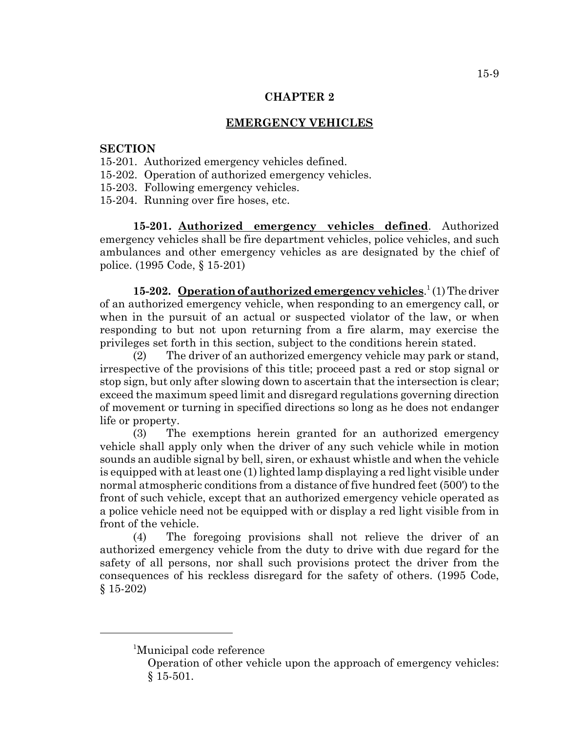# CHAPTER 2

## EMERGENCY VEHICLES

**SECTION**

15-201. Authorized emergency vehicles defined.
15-202. Operation of authorized emergency vehicles.
15-203. Following emergency vehicles.
15-204. Running over fire hoses, etc.

**15-201. Authorized emergency vehicles defined**. Authorized emergency vehicles shall be fire department vehicles, police vehicles, and such ambulances and other emergency vehicles as are designated by the chief of police. (1995 Code, § 15-201)

**15-202. Operation of authorized emergency vehicles**.[1] (1) The driver of an authorized emergency vehicle, when responding to an emergency call, or when in the pursuit of an actual or suspected violator of the law, or when responding to but not upon returning from a fire alarm, may exercise the privileges set forth in this section, subject to the conditions herein stated.

(2) The driver of an authorized emergency vehicle may park or stand, irrespective of the provisions of this title; proceed past a red or stop signal or stop sign, but only after slowing down to ascertain that the intersection is clear; exceed the maximum speed limit and disregard regulations governing direction of movement or turning in specified directions so long as he does not endanger life or property.

(3) The exemptions herein granted for an authorized emergency vehicle shall apply only when the driver of any such vehicle while in motion sounds an audible signal by bell, siren, or exhaust whistle and when the vehicle is equipped with at least one (1) lighted lamp displaying a red light visible under normal atmospheric conditions from a distance of five hundred feet (500') to the front of such vehicle, except that an authorized emergency vehicle operated as a police vehicle need not be equipped with or display a red light visible from in front of the vehicle.

(4) The foregoing provisions shall not relieve the driver of an authorized emergency vehicle from the duty to drive with due regard for the safety of all persons, nor shall such provisions protect the driver from the consequences of his reckless disregard for the safety of others. (1995 Code, § 15-202)

---

[1] Municipal code reference

Operation of other vehicle upon the approach of emergency vehicles: § 15-501.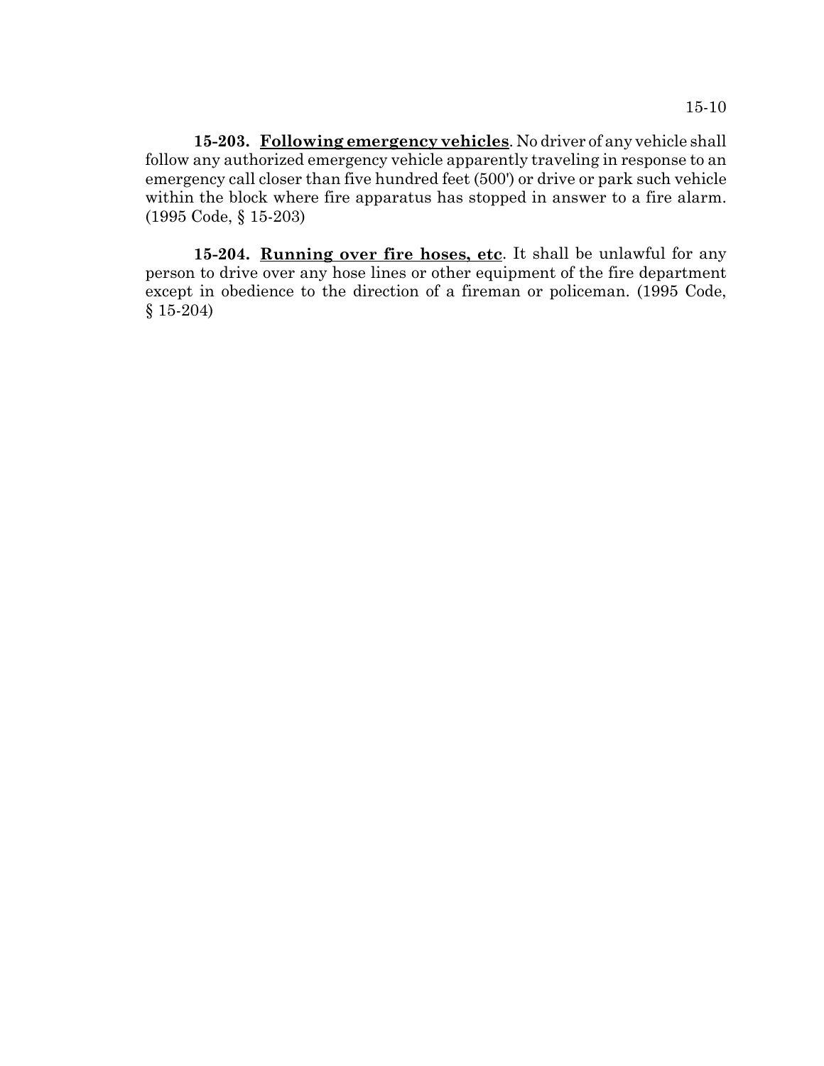**15-203. Following emergency vehicles**. No driver of any vehicle shall follow any authorized emergency vehicle apparently traveling in response to an emergency call closer than five hundred feet (500') or drive or park such vehicle within the block where fire apparatus has stopped in answer to a fire alarm. (1995 Code, § 15-203)

**15-204. Running over fire hoses, etc**. It shall be unlawful for any person to drive over any hose lines or other equipment of the fire department except in obedience to the direction of a fireman or policeman. (1995 Code, § 15-204)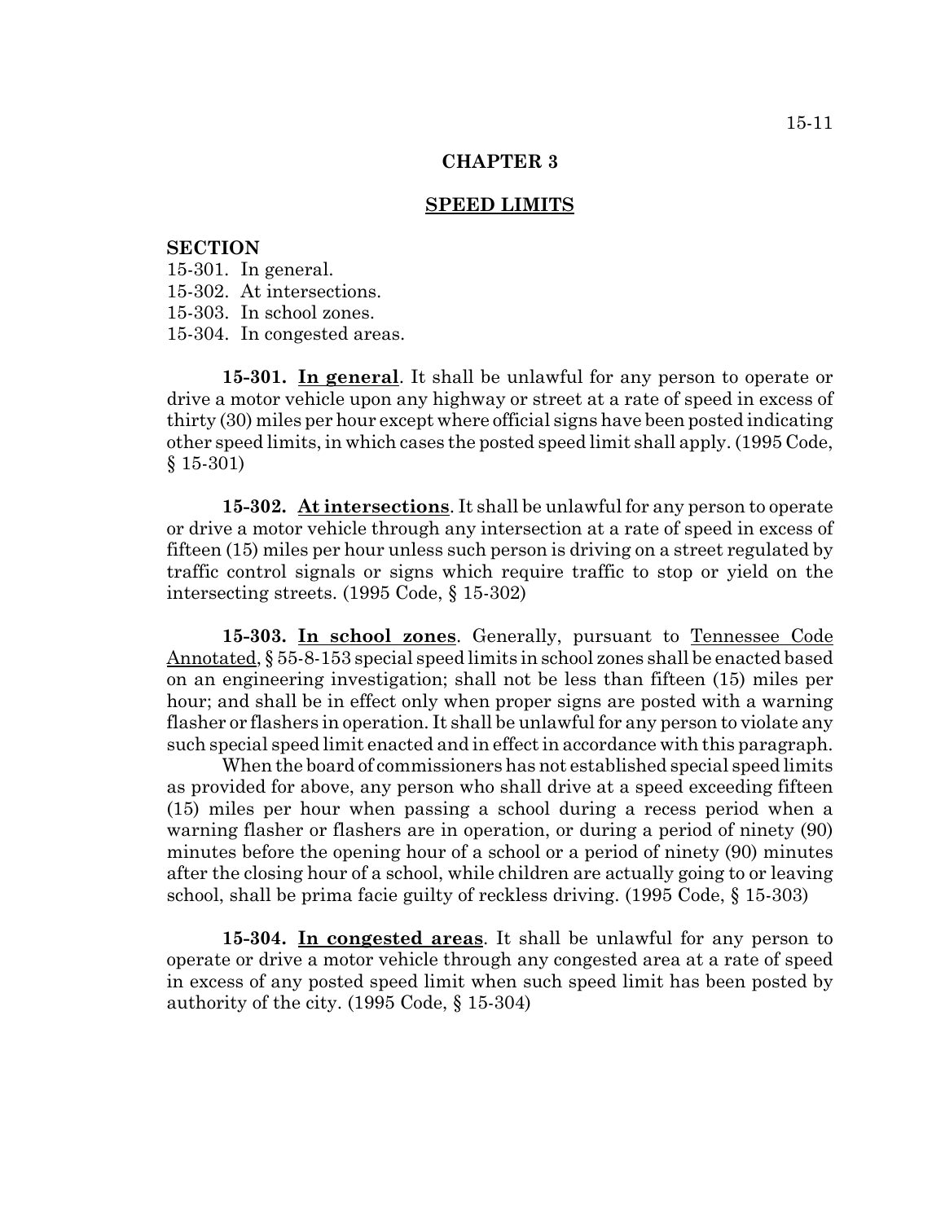# CHAPTER 3

## SPEED LIMITS

**SECTION**

15-301. In general.
15-302. At intersections.
15-303. In school zones.
15-304. In congested areas.

**15-301. In general**. It shall be unlawful for any person to operate or drive a motor vehicle upon any highway or street at a rate of speed in excess of thirty (30) miles per hour except where official signs have been posted indicating other speed limits, in which cases the posted speed limit shall apply. (1995 Code, § 15-301)

**15-302. At intersections**. It shall be unlawful for any person to operate or drive a motor vehicle through any intersection at a rate of speed in excess of fifteen (15) miles per hour unless such person is driving on a street regulated by traffic control signals or signs which require traffic to stop or yield on the intersecting streets. (1995 Code, § 15-302)

**15-303. In school zones**. Generally, pursuant to Tennessee Code Annotated, § 55-8-153 special speed limits in school zones shall be enacted based on an engineering investigation; shall not be less than fifteen (15) miles per hour; and shall be in effect only when proper signs are posted with a warning flasher or flashers in operation. It shall be unlawful for any person to violate any such special speed limit enacted and in effect in accordance with this paragraph.

When the board of commissioners has not established special speed limits as provided for above, any person who shall drive at a speed exceeding fifteen (15) miles per hour when passing a school during a recess period when a warning flasher or flashers are in operation, or during a period of ninety (90) minutes before the opening hour of a school or a period of ninety (90) minutes after the closing hour of a school, while children are actually going to or leaving school, shall be prima facie guilty of reckless driving. (1995 Code, § 15-303)

**15-304. In congested areas**. It shall be unlawful for any person to operate or drive a motor vehicle through any congested area at a rate of speed in excess of any posted speed limit when such speed limit has been posted by authority of the city. (1995 Code, § 15-304)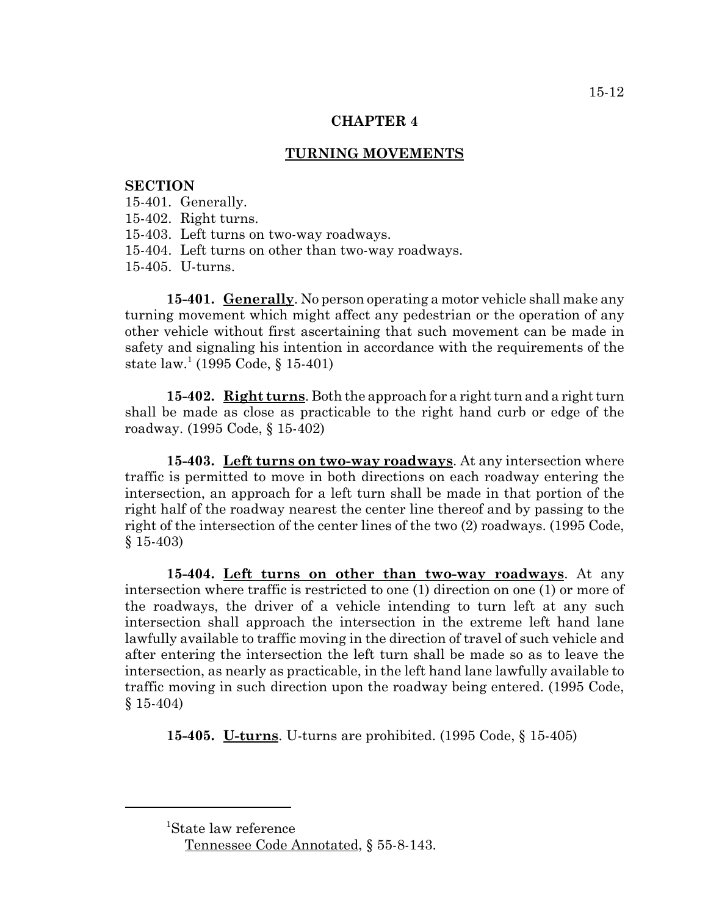# CHAPTER 4

## TURNING MOVEMENTS

**SECTION**

15-401. Generally.
15-402. Right turns.
15-403. Left turns on two-way roadways.
15-404. Left turns on other than two-way roadways.
15-405. U-turns.

**15-401. Generally**. No person operating a motor vehicle shall make any turning movement which might affect any pedestrian or the operation of any other vehicle without first ascertaining that such movement can be made in safety and signaling his intention in accordance with the requirements of the state law.[1] (1995 Code, § 15-401)

**15-402. Right turns**. Both the approach for a right turn and a right turn shall be made as close as practicable to the right hand curb or edge of the roadway. (1995 Code, § 15-402)

**15-403. Left turns on two-way roadways**. At any intersection where traffic is permitted to move in both directions on each roadway entering the intersection, an approach for a left turn shall be made in that portion of the right half of the roadway nearest the center line thereof and by passing to the right of the intersection of the center lines of the two (2) roadways. (1995 Code, § 15-403)

**15-404. Left turns on other than two-way roadways**. At any intersection where traffic is restricted to one (1) direction on one (1) or more of the roadways, the driver of a vehicle intending to turn left at any such intersection shall approach the intersection in the extreme left hand lane lawfully available to traffic moving in the direction of travel of such vehicle and after entering the intersection the left turn shall be made so as to leave the intersection, as nearly as practicable, in the left hand lane lawfully available to traffic moving in such direction upon the roadway being entered. (1995 Code, § 15-404)

**15-405. U-turns**. U-turns are prohibited. (1995 Code, § 15-405)

---

[1]State law reference
Tennessee Code Annotated, § 55-8-143.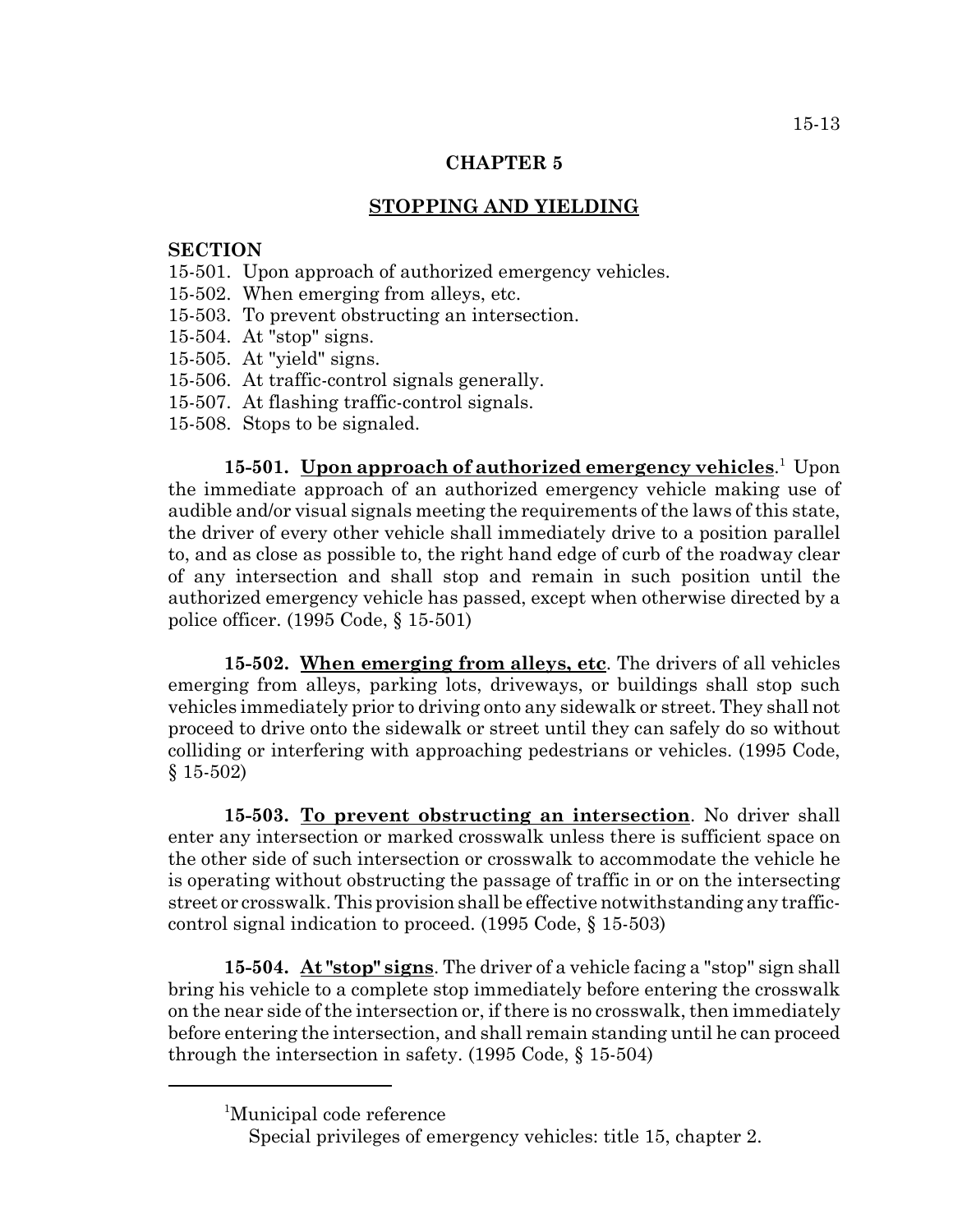# CHAPTER 5

## STOPPING AND YIELDING

**SECTION**

15-501. Upon approach of authorized emergency vehicles.
15-502. When emerging from alleys, etc.
15-503. To prevent obstructing an intersection.
15-504. At "stop" signs.
15-505. At "yield" signs.
15-506. At traffic-control signals generally.
15-507. At flashing traffic-control signals.
15-508. Stops to be signaled.

**15-501. Upon approach of authorized emergency vehicles**.[1] Upon the immediate approach of an authorized emergency vehicle making use of audible and/or visual signals meeting the requirements of the laws of this state, the driver of every other vehicle shall immediately drive to a position parallel to, and as close as possible to, the right hand edge of curb of the roadway clear of any intersection and shall stop and remain in such position until the authorized emergency vehicle has passed, except when otherwise directed by a police officer. (1995 Code, § 15-501)

**15-502. When emerging from alleys, etc**. The drivers of all vehicles emerging from alleys, parking lots, driveways, or buildings shall stop such vehicles immediately prior to driving onto any sidewalk or street. They shall not proceed to drive onto the sidewalk or street until they can safely do so without colliding or interfering with approaching pedestrians or vehicles. (1995 Code, § 15-502)

**15-503. To prevent obstructing an intersection**. No driver shall enter any intersection or marked crosswalk unless there is sufficient space on the other side of such intersection or crosswalk to accommodate the vehicle he is operating without obstructing the passage of traffic in or on the intersecting street or crosswalk. This provision shall be effective notwithstanding any traffic-control signal indication to proceed. (1995 Code, § 15-503)

**15-504. At "stop" signs**. The driver of a vehicle facing a "stop" sign shall bring his vehicle to a complete stop immediately before entering the crosswalk on the near side of the intersection or, if there is no crosswalk, then immediately before entering the intersection, and shall remain standing until he can proceed through the intersection in safety. (1995 Code, § 15-504)

---

[1]Municipal code reference

Special privileges of emergency vehicles: title 15, chapter 2.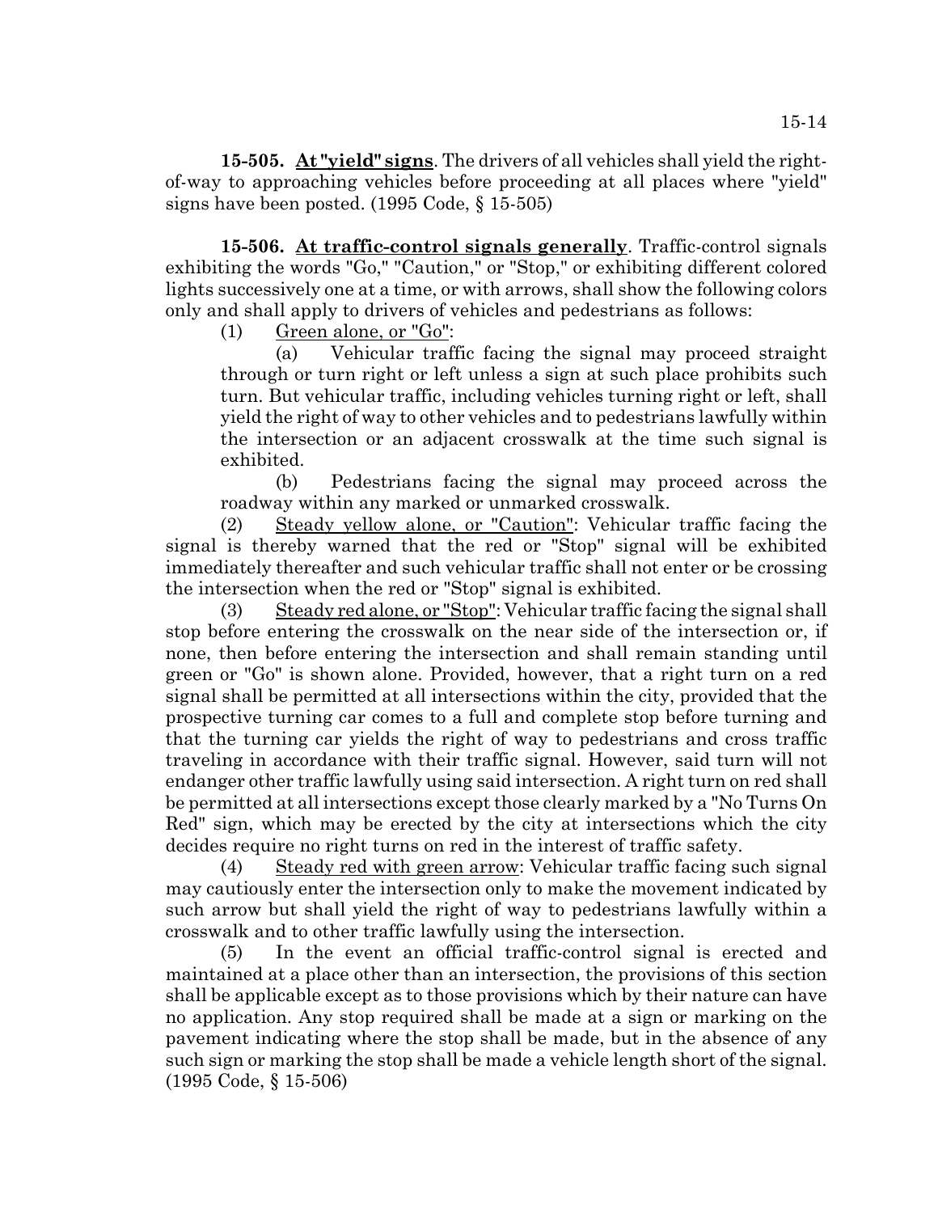**15-505. At "yield" signs**. The drivers of all vehicles shall yield the right-of-way to approaching vehicles before proceeding at all places where "yield" signs have been posted. (1995 Code, § 15-505)

**15-506. At traffic-control signals generally**. Traffic-control signals exhibiting the words "Go," "Caution," or "Stop," or exhibiting different colored lights successively one at a time, or with arrows, shall show the following colors only and shall apply to drivers of vehicles and pedestrians as follows:

(1) Green alone, or "Go":

(a) Vehicular traffic facing the signal may proceed straight through or turn right or left unless a sign at such place prohibits such turn. But vehicular traffic, including vehicles turning right or left, shall yield the right of way to other vehicles and to pedestrians lawfully within the intersection or an adjacent crosswalk at the time such signal is exhibited.

(b) Pedestrians facing the signal may proceed across the roadway within any marked or unmarked crosswalk.

(2) Steady yellow alone, or "Caution": Vehicular traffic facing the signal is thereby warned that the red or "Stop" signal will be exhibited immediately thereafter and such vehicular traffic shall not enter or be crossing the intersection when the red or "Stop" signal is exhibited.

(3) Steady red alone, or "Stop": Vehicular traffic facing the signal shall stop before entering the crosswalk on the near side of the intersection or, if none, then before entering the intersection and shall remain standing until green or "Go" is shown alone. Provided, however, that a right turn on a red signal shall be permitted at all intersections within the city, provided that the prospective turning car comes to a full and complete stop before turning and that the turning car yields the right of way to pedestrians and cross traffic traveling in accordance with their traffic signal. However, said turn will not endanger other traffic lawfully using said intersection. A right turn on red shall be permitted at all intersections except those clearly marked by a "No Turns On Red" sign, which may be erected by the city at intersections which the city decides require no right turns on red in the interest of traffic safety.

(4) Steady red with green arrow: Vehicular traffic facing such signal may cautiously enter the intersection only to make the movement indicated by such arrow but shall yield the right of way to pedestrians lawfully within a crosswalk and to other traffic lawfully using the intersection.

(5) In the event an official traffic-control signal is erected and maintained at a place other than an intersection, the provisions of this section shall be applicable except as to those provisions which by their nature can have no application. Any stop required shall be made at a sign or marking on the pavement indicating where the stop shall be made, but in the absence of any such sign or marking the stop shall be made a vehicle length short of the signal. (1995 Code, § 15-506)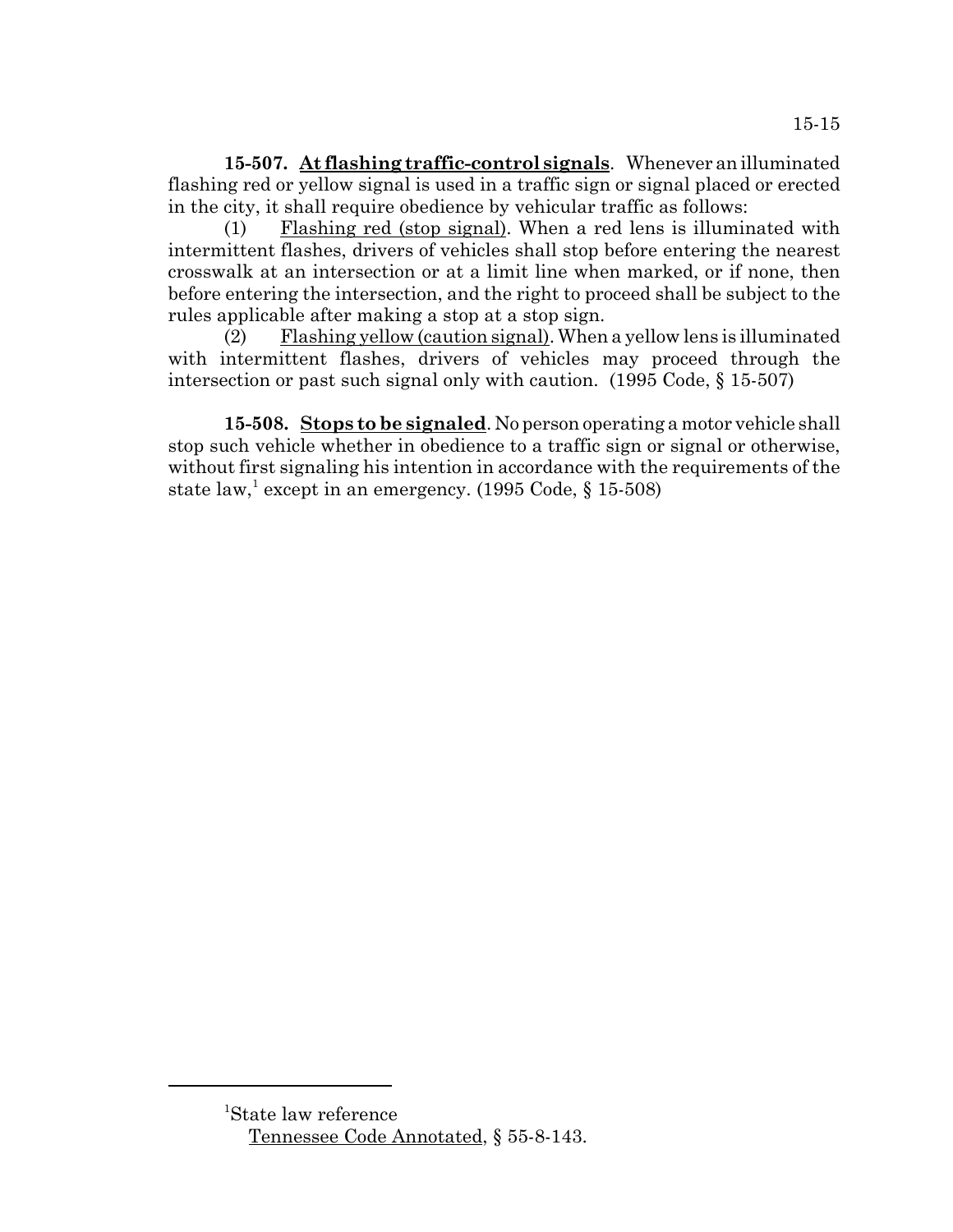**15-507. At flashing traffic-control signals**. Whenever an illuminated flashing red or yellow signal is used in a traffic sign or signal placed or erected in the city, it shall require obedience by vehicular traffic as follows:

(1) Flashing red (stop signal). When a red lens is illuminated with intermittent flashes, drivers of vehicles shall stop before entering the nearest crosswalk at an intersection or at a limit line when marked, or if none, then before entering the intersection, and the right to proceed shall be subject to the rules applicable after making a stop at a stop sign.

(2) Flashing yellow (caution signal). When a yellow lens is illuminated with intermittent flashes, drivers of vehicles may proceed through the intersection or past such signal only with caution. (1995 Code, § 15-507)

**15-508. Stops to be signaled**. No person operating a motor vehicle shall stop such vehicle whether in obedience to a traffic sign or signal or otherwise, without first signaling his intention in accordance with the requirements of the state law,[1] except in an emergency. (1995 Code, § 15-508)

---

[1]State law reference
Tennessee Code Annotated, § 55-8-143.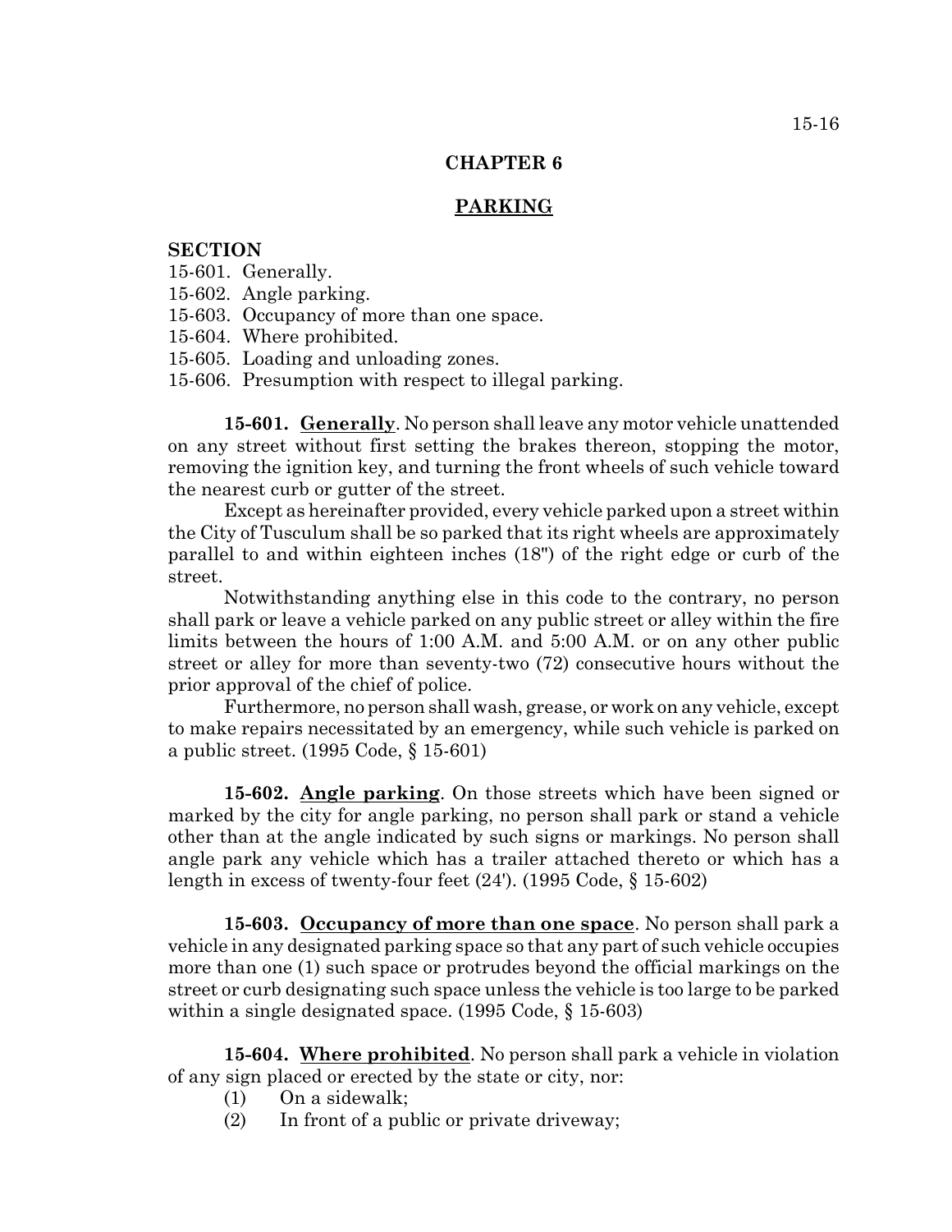# CHAPTER 6

## PARKING

**SECTION**

15-601. Generally.
15-602. Angle parking.
15-603. Occupancy of more than one space.
15-604. Where prohibited.
15-605. Loading and unloading zones.
15-606. Presumption with respect to illegal parking.

**15-601. Generally**. No person shall leave any motor vehicle unattended on any street without first setting the brakes thereon, stopping the motor, removing the ignition key, and turning the front wheels of such vehicle toward the nearest curb or gutter of the street.

Except as hereinafter provided, every vehicle parked upon a street within the City of Tusculum shall be so parked that its right wheels are approximately parallel to and within eighteen inches (18") of the right edge or curb of the street.

Notwithstanding anything else in this code to the contrary, no person shall park or leave a vehicle parked on any public street or alley within the fire limits between the hours of 1:00 A.M. and 5:00 A.M. or on any other public street or alley for more than seventy-two (72) consecutive hours without the prior approval of the chief of police.

Furthermore, no person shall wash, grease, or work on any vehicle, except to make repairs necessitated by an emergency, while such vehicle is parked on a public street. (1995 Code, § 15-601)

**15-602. Angle parking**. On those streets which have been signed or marked by the city for angle parking, no person shall park or stand a vehicle other than at the angle indicated by such signs or markings. No person shall angle park any vehicle which has a trailer attached thereto or which has a length in excess of twenty-four feet (24'). (1995 Code, § 15-602)

**15-603. Occupancy of more than one space**. No person shall park a vehicle in any designated parking space so that any part of such vehicle occupies more than one (1) such space or protrudes beyond the official markings on the street or curb designating such space unless the vehicle is too large to be parked within a single designated space. (1995 Code, § 15-603)

**15-604. Where prohibited**. No person shall park a vehicle in violation of any sign placed or erected by the state or city, nor:

(1) On a sidewalk;
(2) In front of a public or private driveway;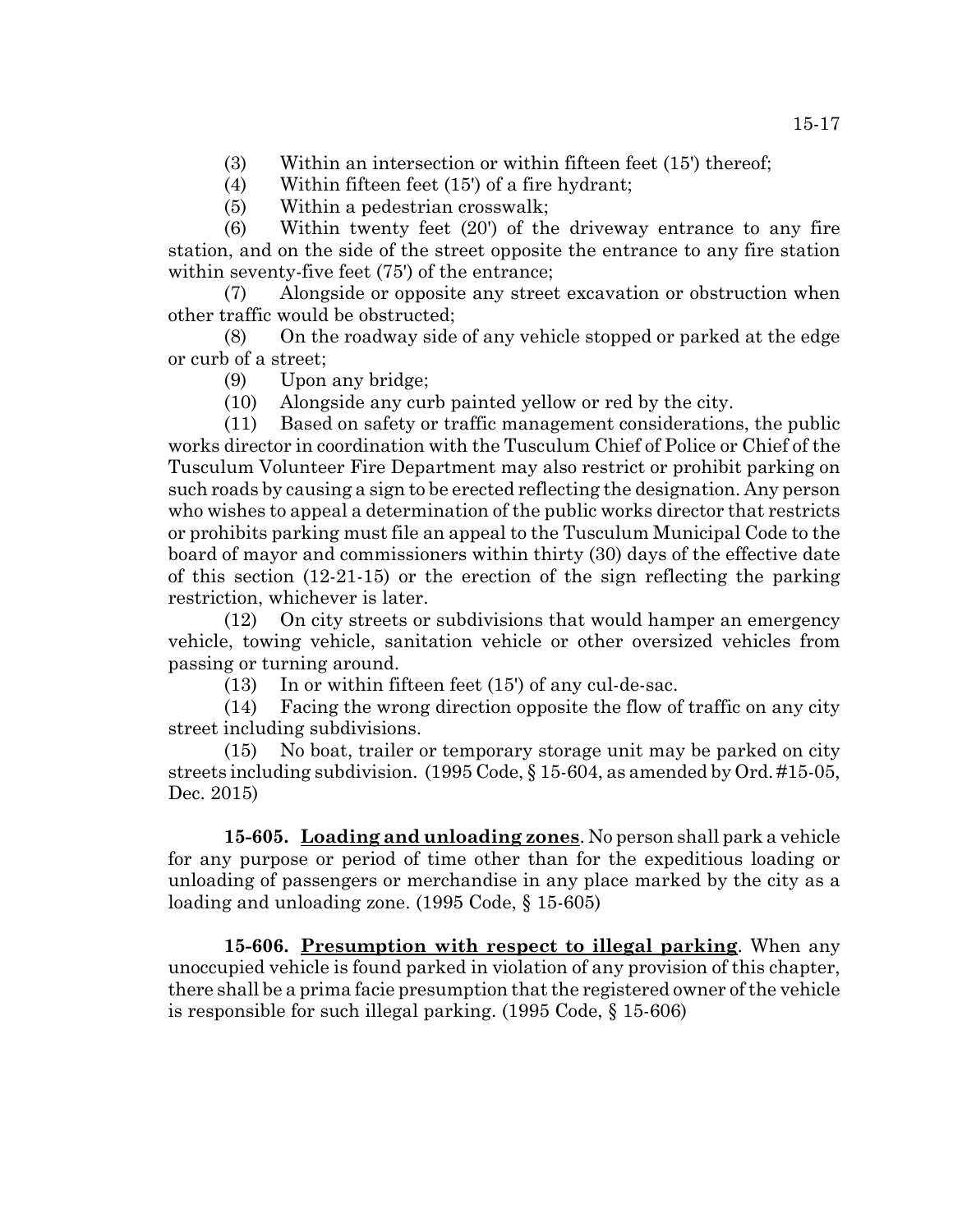(3) Within an intersection or within fifteen feet (15') thereof;

(4) Within fifteen feet (15') of a fire hydrant;

(5) Within a pedestrian crosswalk;

(6) Within twenty feet (20') of the driveway entrance to any fire station, and on the side of the street opposite the entrance to any fire station within seventy-five feet (75') of the entrance;

(7) Alongside or opposite any street excavation or obstruction when other traffic would be obstructed;

(8) On the roadway side of any vehicle stopped or parked at the edge or curb of a street;

(9) Upon any bridge;

(10) Alongside any curb painted yellow or red by the city.

(11) Based on safety or traffic management considerations, the public works director in coordination with the Tusculum Chief of Police or Chief of the Tusculum Volunteer Fire Department may also restrict or prohibit parking on such roads by causing a sign to be erected reflecting the designation. Any person who wishes to appeal a determination of the public works director that restricts or prohibits parking must file an appeal to the Tusculum Municipal Code to the board of mayor and commissioners within thirty (30) days of the effective date of this section (12-21-15) or the erection of the sign reflecting the parking restriction, whichever is later.

(12) On city streets or subdivisions that would hamper an emergency vehicle, towing vehicle, sanitation vehicle or other oversized vehicles from passing or turning around.

(13) In or within fifteen feet (15') of any cul-de-sac.

(14) Facing the wrong direction opposite the flow of traffic on any city street including subdivisions.

(15) No boat, trailer or temporary storage unit may be parked on city streets including subdivision. (1995 Code, § 15-604, as amended by Ord. #15-05, Dec. 2015)

**15-605. <u>Loading and unloading zones</u>**. No person shall park a vehicle for any purpose or period of time other than for the expeditious loading or unloading of passengers or merchandise in any place marked by the city as a loading and unloading zone. (1995 Code, § 15-605)

**15-606. <u>Presumption with respect to illegal parking</u>**. When any unoccupied vehicle is found parked in violation of any provision of this chapter, there shall be a prima facie presumption that the registered owner of the vehicle is responsible for such illegal parking. (1995 Code, § 15-606)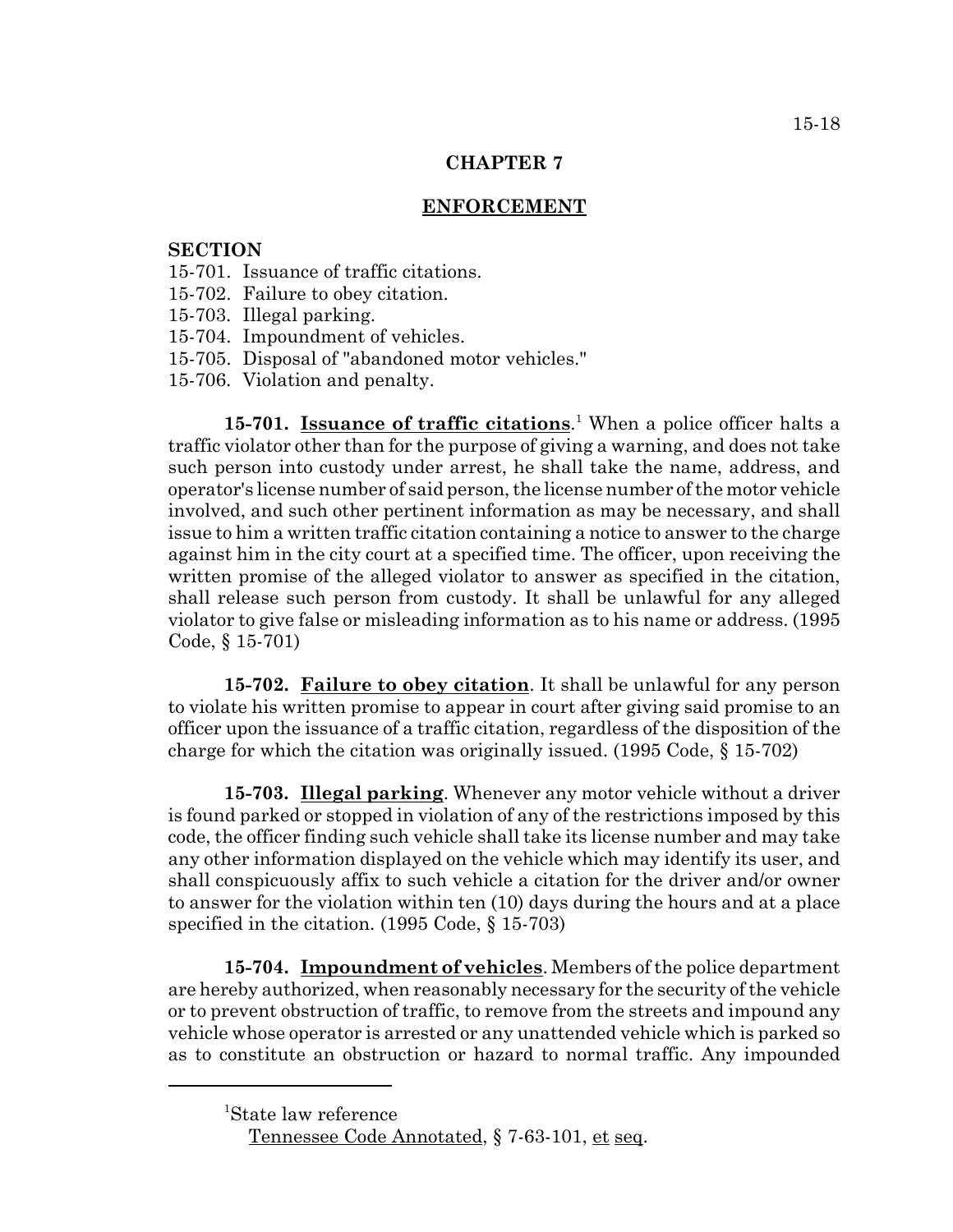# CHAPTER 7

## ENFORCEMENT

**SECTION**

15-701. Issuance of traffic citations.
15-702. Failure to obey citation.
15-703. Illegal parking.
15-704. Impoundment of vehicles.
15-705. Disposal of "abandoned motor vehicles."
15-706. Violation and penalty.

**15-701. Issuance of traffic citations**.[1] When a police officer halts a traffic violator other than for the purpose of giving a warning, and does not take such person into custody under arrest, he shall take the name, address, and operator's license number of said person, the license number of the motor vehicle involved, and such other pertinent information as may be necessary, and shall issue to him a written traffic citation containing a notice to answer to the charge against him in the city court at a specified time. The officer, upon receiving the written promise of the alleged violator to answer as specified in the citation, shall release such person from custody. It shall be unlawful for any alleged violator to give false or misleading information as to his name or address. (1995 Code, § 15-701)

**15-702. Failure to obey citation**. It shall be unlawful for any person to violate his written promise to appear in court after giving said promise to an officer upon the issuance of a traffic citation, regardless of the disposition of the charge for which the citation was originally issued. (1995 Code, § 15-702)

**15-703. Illegal parking**. Whenever any motor vehicle without a driver is found parked or stopped in violation of any of the restrictions imposed by this code, the officer finding such vehicle shall take its license number and may take any other information displayed on the vehicle which may identify its user, and shall conspicuously affix to such vehicle a citation for the driver and/or owner to answer for the violation within ten (10) days during the hours and at a place specified in the citation. (1995 Code, § 15-703)

**15-704. Impoundment of vehicles**. Members of the police department are hereby authorized, when reasonably necessary for the security of the vehicle or to prevent obstruction of traffic, to remove from the streets and impound any vehicle whose operator is arrested or any unattended vehicle which is parked so as to constitute an obstruction or hazard to normal traffic. Any impounded

---

[1] State law reference

Tennessee Code Annotated, § 7-63-101, et seq.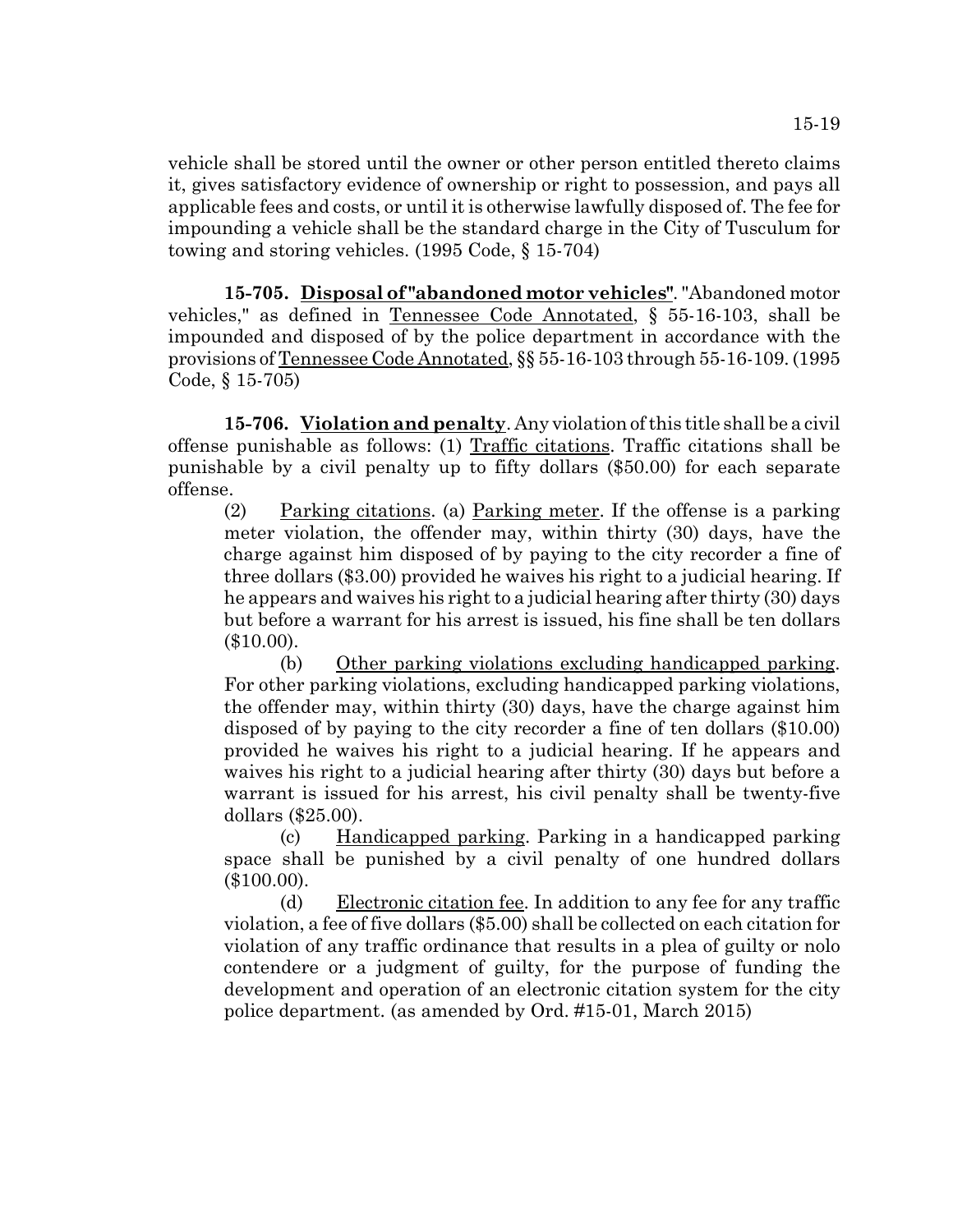vehicle shall be stored until the owner or other person entitled thereto claims it, gives satisfactory evidence of ownership or right to possession, and pays all applicable fees and costs, or until it is otherwise lawfully disposed of. The fee for impounding a vehicle shall be the standard charge in the City of Tusculum for towing and storing vehicles. (1995 Code, § 15-704)

**15-705. Disposal of "abandoned motor vehicles"**. "Abandoned motor vehicles," as defined in Tennessee Code Annotated, § 55-16-103, shall be impounded and disposed of by the police department in accordance with the provisions of Tennessee Code Annotated, §§ 55-16-103 through 55-16-109. (1995 Code, § 15-705)

**15-706. Violation and penalty**. Any violation of this title shall be a civil offense punishable as follows: (1) Traffic citations. Traffic citations shall be punishable by a civil penalty up to fifty dollars ($50.00) for each separate offense.

(2) Parking citations. (a) Parking meter. If the offense is a parking meter violation, the offender may, within thirty (30) days, have the charge against him disposed of by paying to the city recorder a fine of three dollars ($3.00) provided he waives his right to a judicial hearing. If he appears and waives his right to a judicial hearing after thirty (30) days but before a warrant for his arrest is issued, his fine shall be ten dollars ($10.00).

(b) Other parking violations excluding handicapped parking. For other parking violations, excluding handicapped parking violations, the offender may, within thirty (30) days, have the charge against him disposed of by paying to the city recorder a fine of ten dollars ($10.00) provided he waives his right to a judicial hearing. If he appears and waives his right to a judicial hearing after thirty (30) days but before a warrant is issued for his arrest, his civil penalty shall be twenty-five dollars ($25.00).

(c) Handicapped parking. Parking in a handicapped parking space shall be punished by a civil penalty of one hundred dollars ($100.00).

(d) Electronic citation fee. In addition to any fee for any traffic violation, a fee of five dollars ($5.00) shall be collected on each citation for violation of any traffic ordinance that results in a plea of guilty or nolo contendere or a judgment of guilty, for the purpose of funding the development and operation of an electronic citation system for the city police department. (as amended by Ord. #15-01, March 2015)